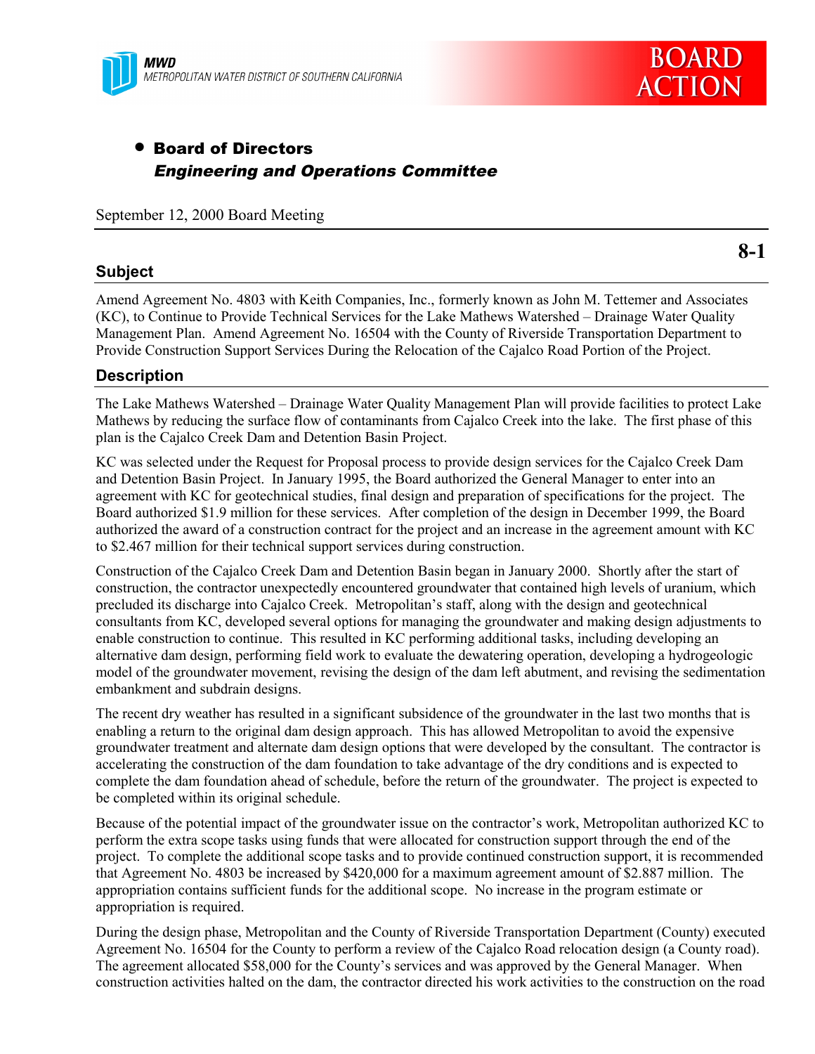**MWD**
*METROPOLITAN WATER DISTRICT OF SOUTHERN CALIFORNIA*

**BOARD ACTION**

- **Board of Directors**
  ***Engineering and Operations Committee***

September 12, 2000 Board Meeting

**8-1**

## Subject

Amend Agreement No. 4803 with Keith Companies, Inc., formerly known as John M. Tettemer and Associates (KC), to Continue to Provide Technical Services for the Lake Mathews Watershed – Drainage Water Quality Management Plan. Amend Agreement No. 16504 with the County of Riverside Transportation Department to Provide Construction Support Services During the Relocation of the Cajalco Road Portion of the Project.

## Description

The Lake Mathews Watershed – Drainage Water Quality Management Plan will provide facilities to protect Lake Mathews by reducing the surface flow of contaminants from Cajalco Creek into the lake. The first phase of this plan is the Cajalco Creek Dam and Detention Basin Project.

KC was selected under the Request for Proposal process to provide design services for the Cajalco Creek Dam and Detention Basin Project. In January 1995, the Board authorized the General Manager to enter into an agreement with KC for geotechnical studies, final design and preparation of specifications for the project. The Board authorized $1.9 million for these services. After completion of the design in December 1999, the Board authorized the award of a construction contract for the project and an increase in the agreement amount with KC to $2.467 million for their technical support services during construction.

Construction of the Cajalco Creek Dam and Detention Basin began in January 2000. Shortly after the start of construction, the contractor unexpectedly encountered groundwater that contained high levels of uranium, which precluded its discharge into Cajalco Creek. Metropolitan's staff, along with the design and geotechnical consultants from KC, developed several options for managing the groundwater and making design adjustments to enable construction to continue. This resulted in KC performing additional tasks, including developing an alternative dam design, performing field work to evaluate the dewatering operation, developing a hydrogeologic model of the groundwater movement, revising the design of the dam left abutment, and revising the sedimentation embankment and subdrain designs.

The recent dry weather has resulted in a significant subsidence of the groundwater in the last two months that is enabling a return to the original dam design approach. This has allowed Metropolitan to avoid the expensive groundwater treatment and alternate dam design options that were developed by the consultant. The contractor is accelerating the construction of the dam foundation to take advantage of the dry conditions and is expected to complete the dam foundation ahead of schedule, before the return of the groundwater. The project is expected to be completed within its original schedule.

Because of the potential impact of the groundwater issue on the contractor's work, Metropolitan authorized KC to perform the extra scope tasks using funds that were allocated for construction support through the end of the project. To complete the additional scope tasks and to provide continued construction support, it is recommended that Agreement No. 4803 be increased by $420,000 for a maximum agreement amount of $2.887 million. The appropriation contains sufficient funds for the additional scope. No increase in the program estimate or appropriation is required.

During the design phase, Metropolitan and the County of Riverside Transportation Department (County) executed Agreement No. 16504 for the County to perform a review of the Cajalco Road relocation design (a County road). The agreement allocated $58,000 for the County's services and was approved by the General Manager. When construction activities halted on the dam, the contractor directed his work activities to the construction on the road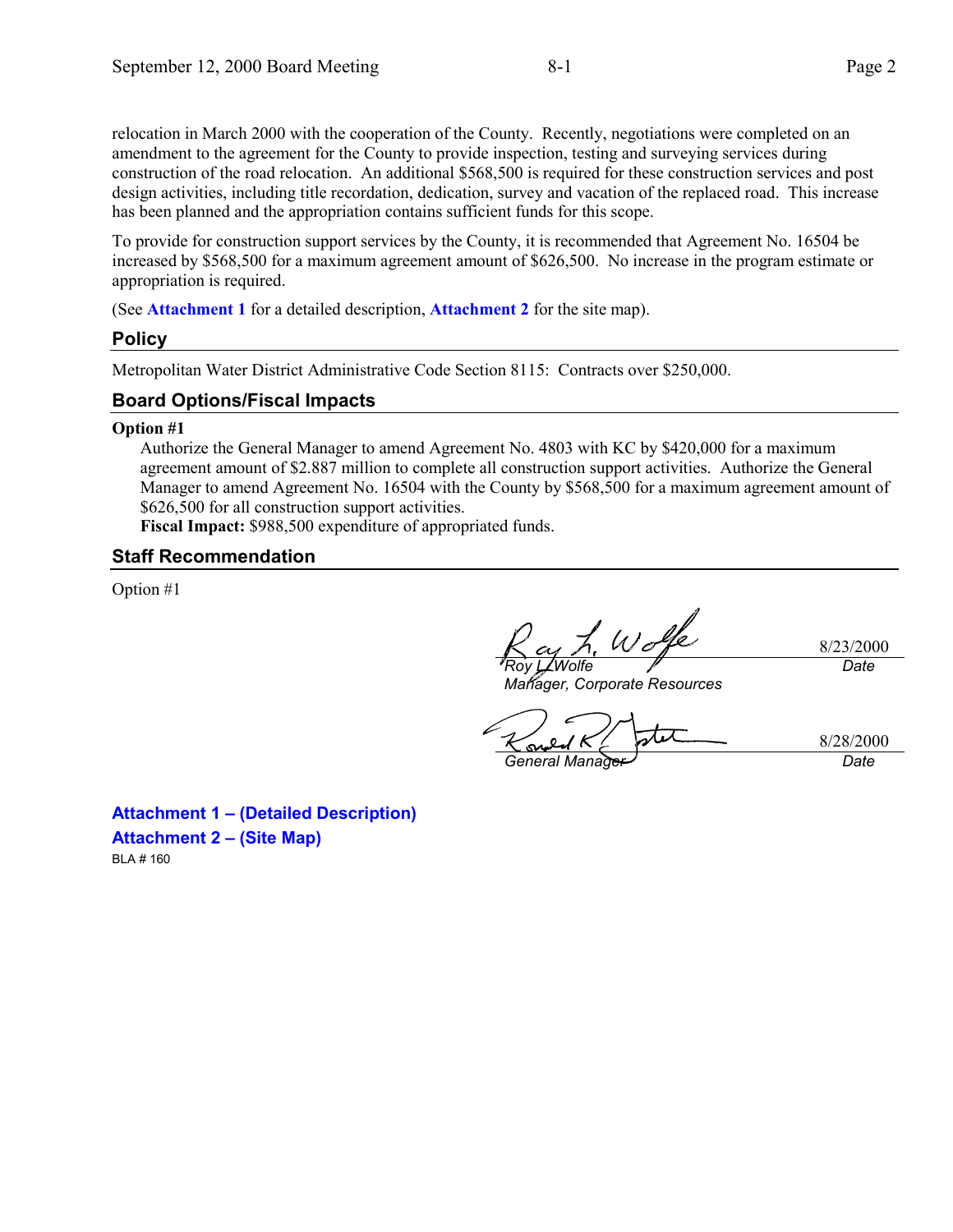relocation in March 2000 with the cooperation of the County. Recently, negotiations were completed on an amendment to the agreement for the County to provide inspection, testing and surveying services during construction of the road relocation. An additional $568,500 is required for these construction services and post design activities, including title recordation, dedication, survey and vacation of the replaced road. This increase has been planned and the appropriation contains sufficient funds for this scope.

To provide for construction support services by the County, it is recommended that Agreement No. 16504 be increased by $568,500 for a maximum agreement amount of $626,500. No increase in the program estimate or appropriation is required.

(See **Attachment 1** for a detailed description, **Attachment 2** for the site map).

## Policy

Metropolitan Water District Administrative Code Section 8115: Contracts over $250,000.

## Board Options/Fiscal Impacts

**Option #1**

Authorize the General Manager to amend Agreement No. 4803 with KC by $420,000 for a maximum agreement amount of $2.887 million to complete all construction support activities. Authorize the General Manager to amend Agreement No. 16504 with the County by $568,500 for a maximum agreement amount of $626,500 for all construction support activities.
**Fiscal Impact:** $988,500 expenditure of appropriated funds.

## Staff Recommendation

Option #1

| | |
|---|---|
| *Roy L. Wolfe*<br>*Manager, Corporate Resources* | 8/23/2000<br>*Date* |
| *General Manager* | 8/28/2000<br>*Date* |

**Attachment 1 – (Detailed Description)**
**Attachment 2 – (Site Map)**
BLA # 160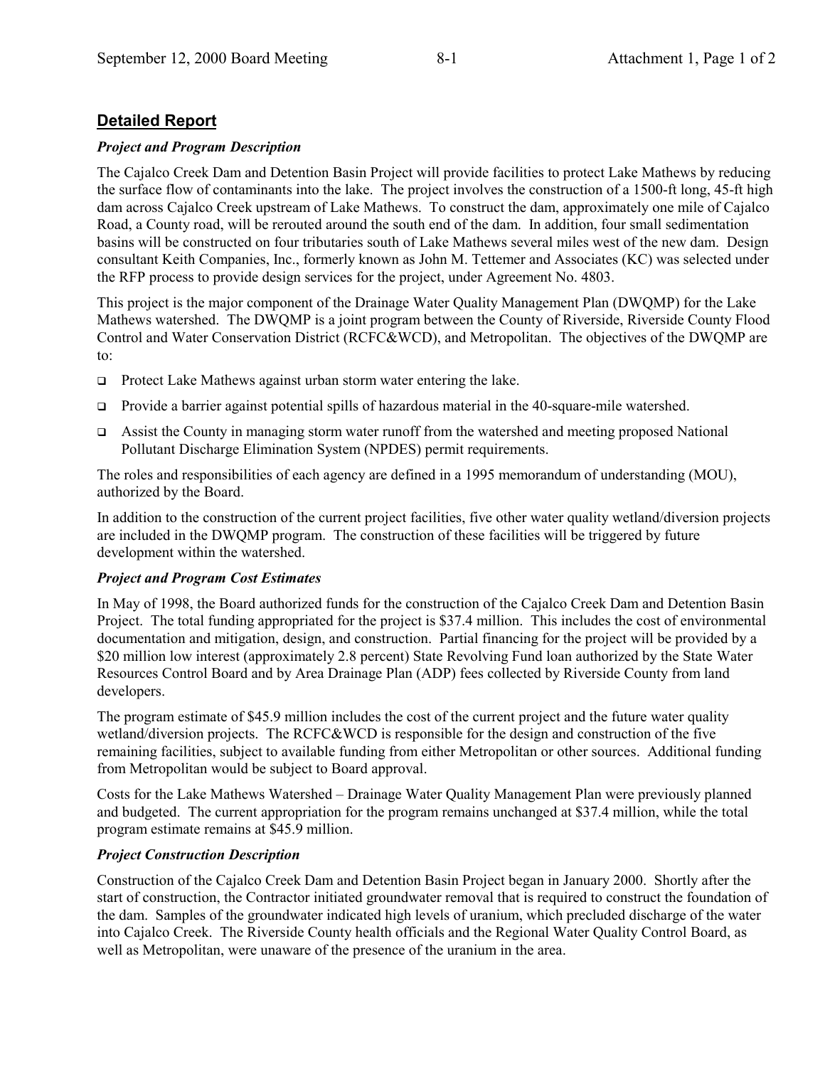## Detailed Report

### *Project and Program Description*

The Cajalco Creek Dam and Detention Basin Project will provide facilities to protect Lake Mathews by reducing the surface flow of contaminants into the lake. The project involves the construction of a 1500-ft long, 45-ft high dam across Cajalco Creek upstream of Lake Mathews. To construct the dam, approximately one mile of Cajalco Road, a County road, will be rerouted around the south end of the dam. In addition, four small sedimentation basins will be constructed on four tributaries south of Lake Mathews several miles west of the new dam. Design consultant Keith Companies, Inc., formerly known as John M. Tettemer and Associates (KC) was selected under the RFP process to provide design services for the project, under Agreement No. 4803.

This project is the major component of the Drainage Water Quality Management Plan (DWQMP) for the Lake Mathews watershed. The DWQMP is a joint program between the County of Riverside, Riverside County Flood Control and Water Conservation District (RCFC&WCD), and Metropolitan. The objectives of the DWQMP are to:

- Protect Lake Mathews against urban storm water entering the lake.
- Provide a barrier against potential spills of hazardous material in the 40-square-mile watershed.
- Assist the County in managing storm water runoff from the watershed and meeting proposed National Pollutant Discharge Elimination System (NPDES) permit requirements.

The roles and responsibilities of each agency are defined in a 1995 memorandum of understanding (MOU), authorized by the Board.

In addition to the construction of the current project facilities, five other water quality wetland/diversion projects are included in the DWQMP program. The construction of these facilities will be triggered by future development within the watershed.

### *Project and Program Cost Estimates*

In May of 1998, the Board authorized funds for the construction of the Cajalco Creek Dam and Detention Basin Project. The total funding appropriated for the project is $37.4 million. This includes the cost of environmental documentation and mitigation, design, and construction. Partial financing for the project will be provided by a $20 million low interest (approximately 2.8 percent) State Revolving Fund loan authorized by the State Water Resources Control Board and by Area Drainage Plan (ADP) fees collected by Riverside County from land developers.

The program estimate of $45.9 million includes the cost of the current project and the future water quality wetland/diversion projects. The RCFC&WCD is responsible for the design and construction of the five remaining facilities, subject to available funding from either Metropolitan or other sources. Additional funding from Metropolitan would be subject to Board approval.

Costs for the Lake Mathews Watershed – Drainage Water Quality Management Plan were previously planned and budgeted. The current appropriation for the program remains unchanged at $37.4 million, while the total program estimate remains at $45.9 million.

### *Project Construction Description*

Construction of the Cajalco Creek Dam and Detention Basin Project began in January 2000. Shortly after the start of construction, the Contractor initiated groundwater removal that is required to construct the foundation of the dam. Samples of the groundwater indicated high levels of uranium, which precluded discharge of the water into Cajalco Creek. The Riverside County health officials and the Regional Water Quality Control Board, as well as Metropolitan, were unaware of the presence of the uranium in the area.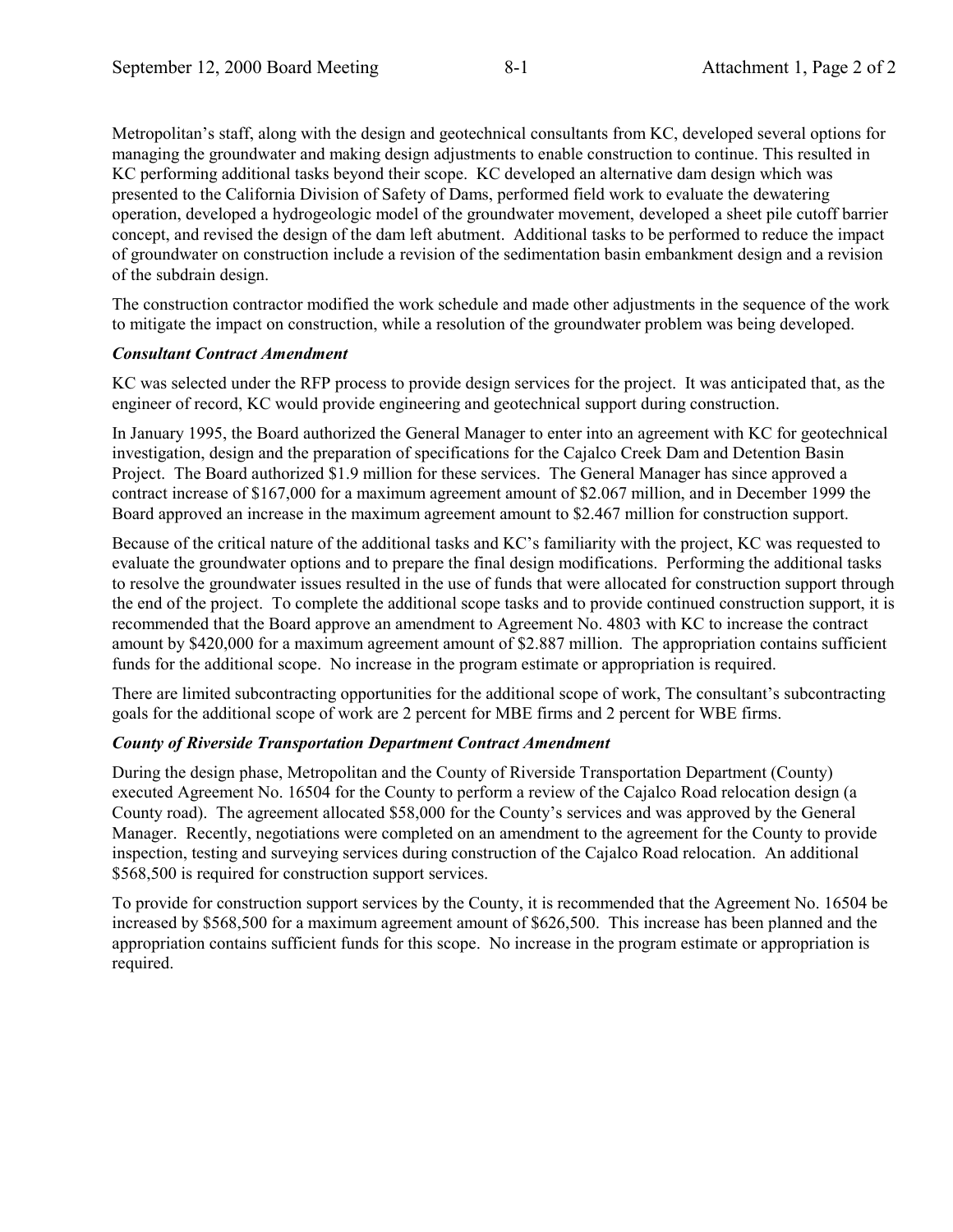Metropolitan's staff, along with the design and geotechnical consultants from KC, developed several options for managing the groundwater and making design adjustments to enable construction to continue. This resulted in KC performing additional tasks beyond their scope. KC developed an alternative dam design which was presented to the California Division of Safety of Dams, performed field work to evaluate the dewatering operation, developed a hydrogeologic model of the groundwater movement, developed a sheet pile cutoff barrier concept, and revised the design of the dam left abutment. Additional tasks to be performed to reduce the impact of groundwater on construction include a revision of the sedimentation basin embankment design and a revision of the subdrain design.

The construction contractor modified the work schedule and made other adjustments in the sequence of the work to mitigate the impact on construction, while a resolution of the groundwater problem was being developed.

***Consultant Contract Amendment***

KC was selected under the RFP process to provide design services for the project. It was anticipated that, as the engineer of record, KC would provide engineering and geotechnical support during construction.

In January 1995, the Board authorized the General Manager to enter into an agreement with KC for geotechnical investigation, design and the preparation of specifications for the Cajalco Creek Dam and Detention Basin Project. The Board authorized $1.9 million for these services. The General Manager has since approved a contract increase of $167,000 for a maximum agreement amount of $2.067 million, and in December 1999 the Board approved an increase in the maximum agreement amount to $2.467 million for construction support.

Because of the critical nature of the additional tasks and KC's familiarity with the project, KC was requested to evaluate the groundwater options and to prepare the final design modifications. Performing the additional tasks to resolve the groundwater issues resulted in the use of funds that were allocated for construction support through the end of the project. To complete the additional scope tasks and to provide continued construction support, it is recommended that the Board approve an amendment to Agreement No. 4803 with KC to increase the contract amount by $420,000 for a maximum agreement amount of $2.887 million. The appropriation contains sufficient funds for the additional scope. No increase in the program estimate or appropriation is required.

There are limited subcontracting opportunities for the additional scope of work, The consultant's subcontracting goals for the additional scope of work are 2 percent for MBE firms and 2 percent for WBE firms.

***County of Riverside Transportation Department Contract Amendment***

During the design phase, Metropolitan and the County of Riverside Transportation Department (County) executed Agreement No. 16504 for the County to perform a review of the Cajalco Road relocation design (a County road). The agreement allocated $58,000 for the County's services and was approved by the General Manager. Recently, negotiations were completed on an amendment to the agreement for the County to provide inspection, testing and surveying services during construction of the Cajalco Road relocation. An additional $568,500 is required for construction support services.

To provide for construction support services by the County, it is recommended that the Agreement No. 16504 be increased by $568,500 for a maximum agreement amount of $626,500. This increase has been planned and the appropriation contains sufficient funds for this scope. No increase in the program estimate or appropriation is required.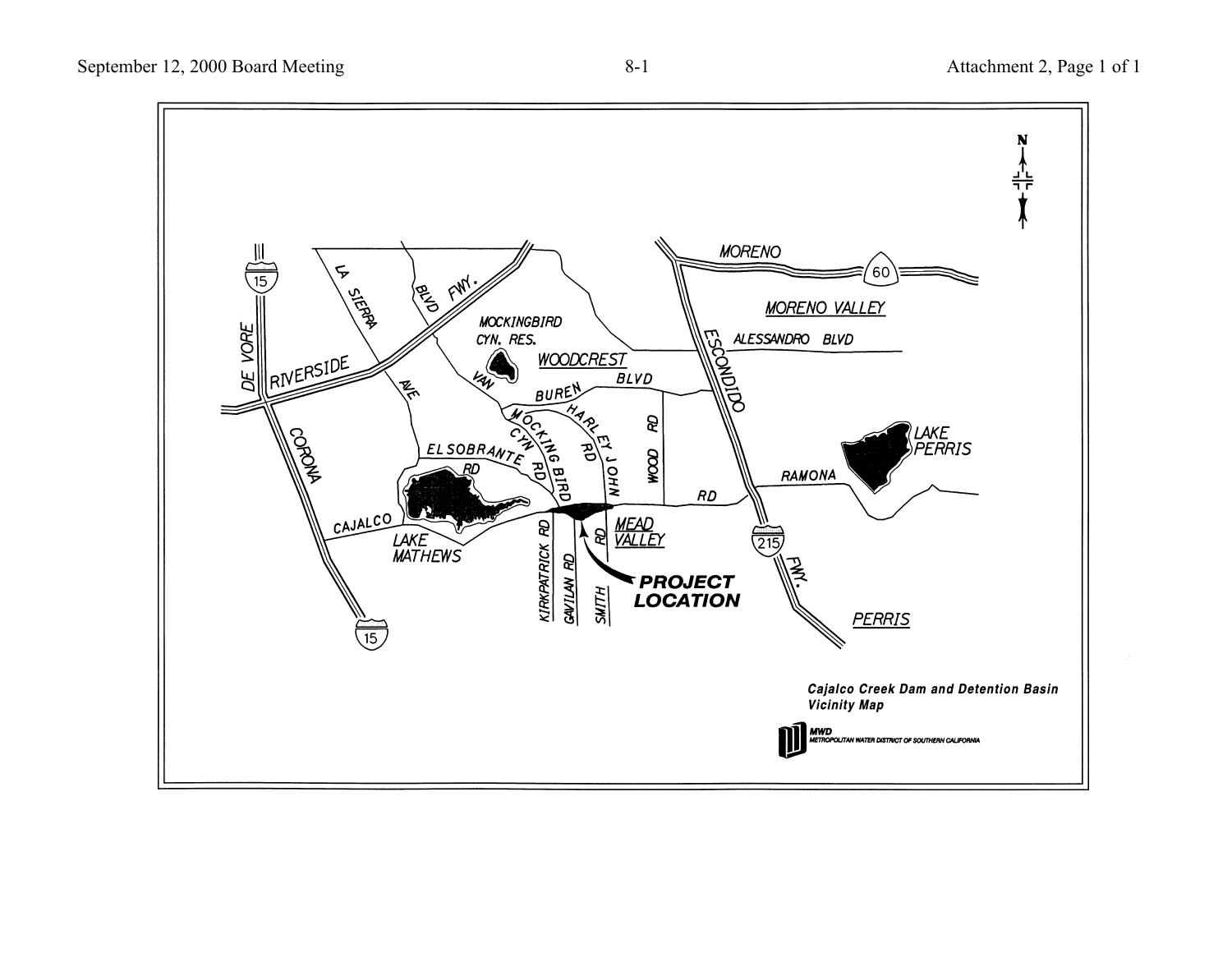N

MORENO

60

15

LA SIERRA

BLVD

FWY.

MORENO VALLEY

MOCKINGBIRD CYN. RES.

ESCONDIDO

ALESSANDRO BLVD

DE VORE

RIVERSIDE

WOODCREST

VAN

BUREN

BLVD

AVE

MOCKING BIRD CYN RD

HARLEY JOHN RD

WOOD RD

LAKE PERRIS

CORONA

EL SOBRANTE RD

RAMONA

RD

CAJALCO

KIRKPATRICK RD

GAVILAN RD

SMITH RD

MEAD VALLEY

215

FWY.

LAKE MATHEWS

PROJECT LOCATION

PERRIS

15

Cajalco Creek Dam and Detention Basin Vicinity Map

MWD METROPOLITAN WATER DISTRICT OF SOUTHERN CALIFORNIA